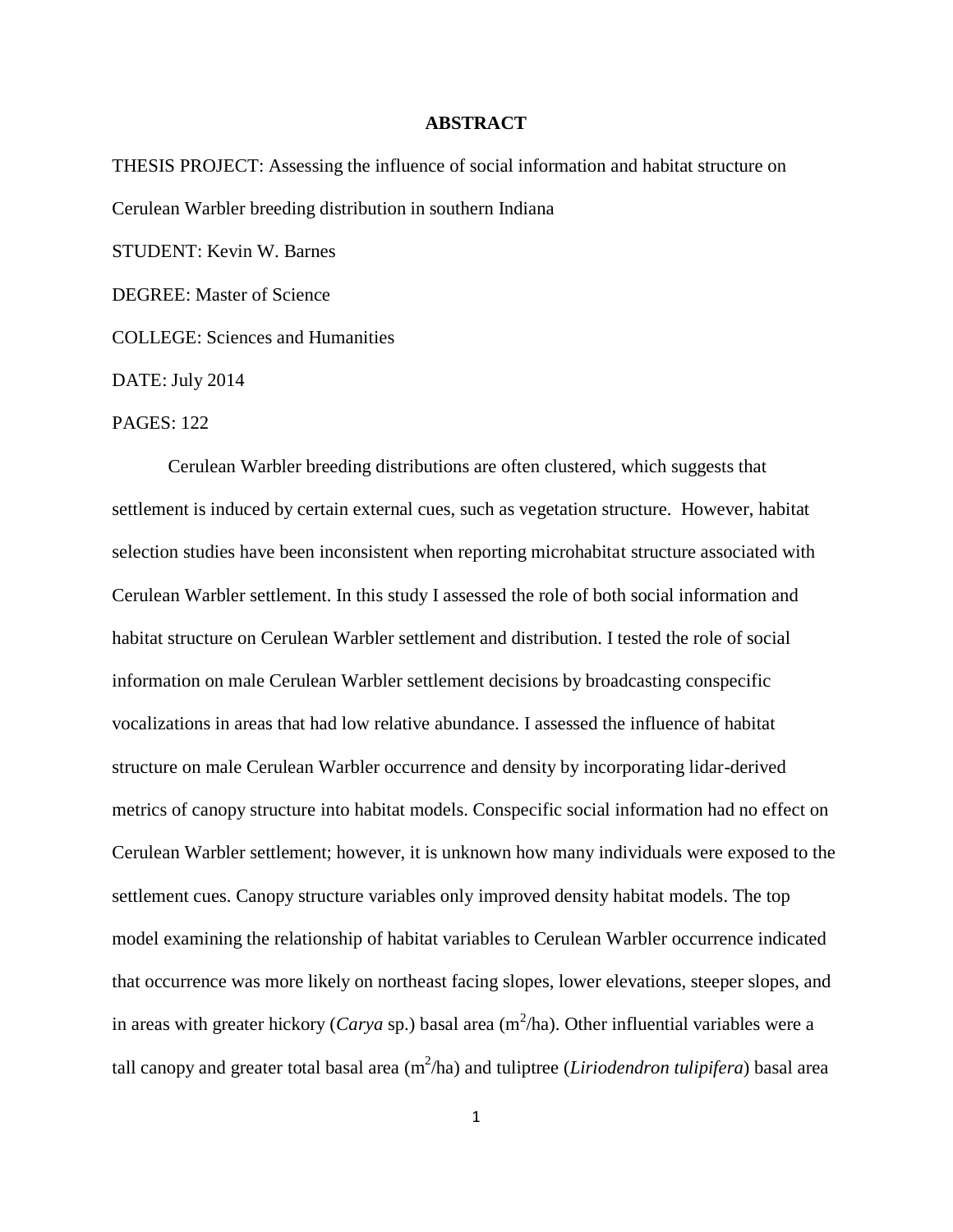# ABSTRACT

THESIS PROJECT: Assessing the influence of social information and habitat structure on Cerulean Warbler breeding distribution in southern Indiana

STUDENT: Kevin W. Barnes

DEGREE: Master of Science

COLLEGE: Sciences and Humanities

DATE: July 2014

PAGES: 122

Cerulean Warbler breeding distributions are often clustered, which suggests that settlement is induced by certain external cues, such as vegetation structure. However, habitat selection studies have been inconsistent when reporting microhabitat structure associated with Cerulean Warbler settlement. In this study I assessed the role of both social information and habitat structure on Cerulean Warbler settlement and distribution. I tested the role of social information on male Cerulean Warbler settlement decisions by broadcasting conspecific vocalizations in areas that had low relative abundance. I assessed the influence of habitat structure on male Cerulean Warbler occurrence and density by incorporating lidar-derived metrics of canopy structure into habitat models. Conspecific social information had no effect on Cerulean Warbler settlement; however, it is unknown how many individuals were exposed to the settlement cues. Canopy structure variables only improved density habitat models. The top model examining the relationship of habitat variables to Cerulean Warbler occurrence indicated that occurrence was more likely on northeast facing slopes, lower elevations, steeper slopes, and in areas with greater hickory (*Carya* sp.) basal area ($m^2$/ha). Other influential variables were a tall canopy and greater total basal area ($m^2$/ha) and tuliptree (*Liriodendron tulipifera*) basal area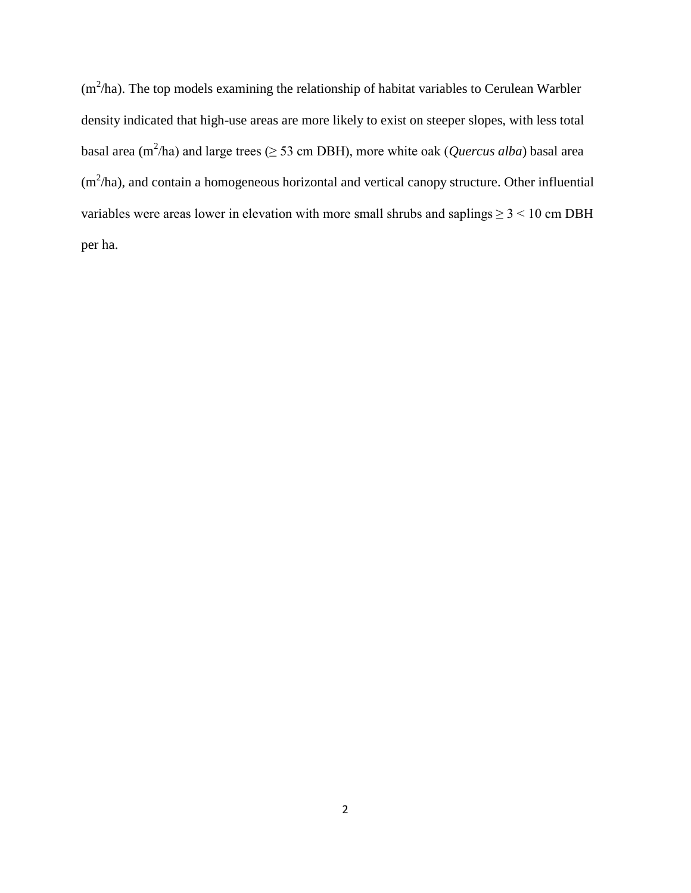($m^2$/ha). The top models examining the relationship of habitat variables to Cerulean Warbler density indicated that high-use areas are more likely to exist on steeper slopes, with less total basal area ($m^2$/ha) and large trees (≥ 53 cm DBH), more white oak (*Quercus alba*) basal area ($m^2$/ha), and contain a homogeneous horizontal and vertical canopy structure. Other influential variables were areas lower in elevation with more small shrubs and saplings ≥ 3 < 10 cm DBH per ha.